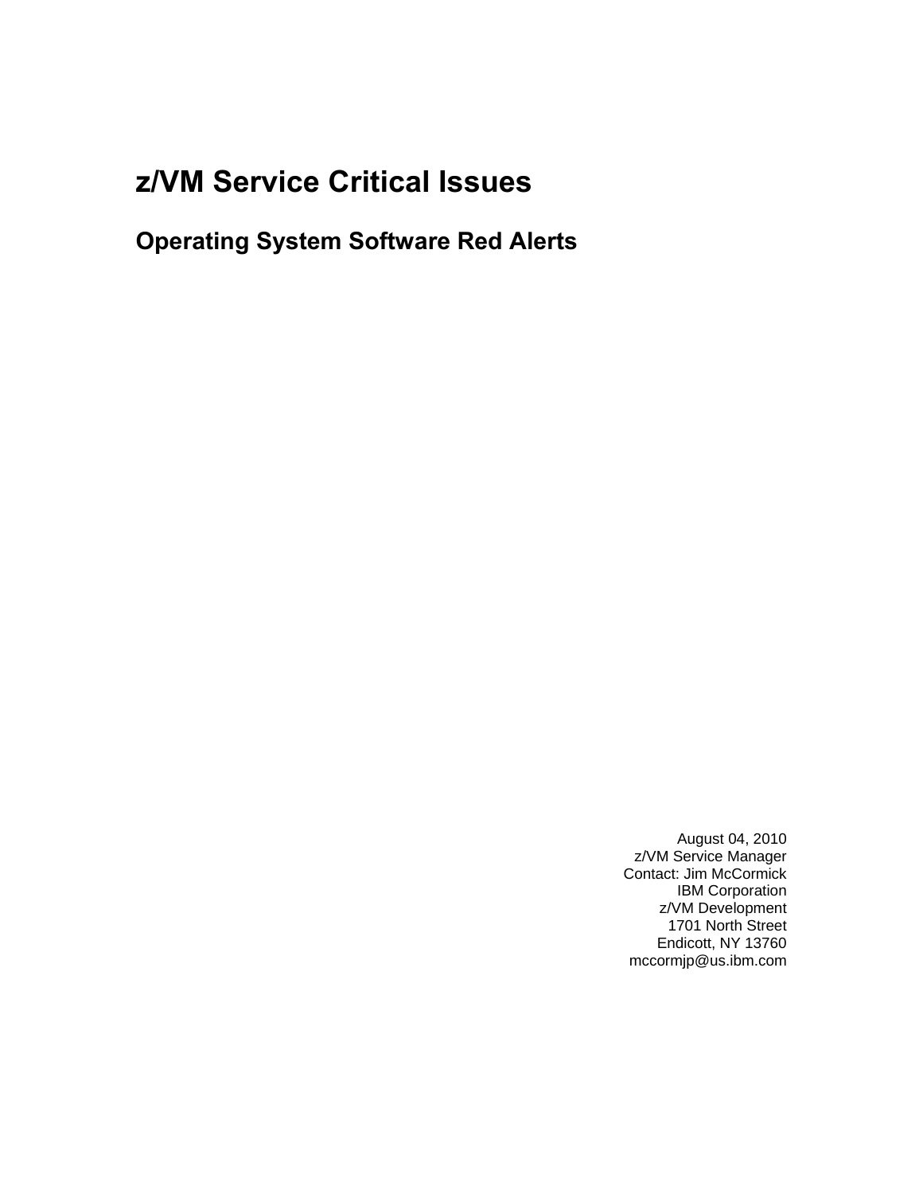# z/VM Service Critical Issues

## Operating System Software Red Alerts

August 04, 2010
z/VM Service Manager
Contact: Jim McCormick
IBM Corporation
z/VM Development
1701 North Street
Endicott, NY 13760
mccormjp@us.ibm.com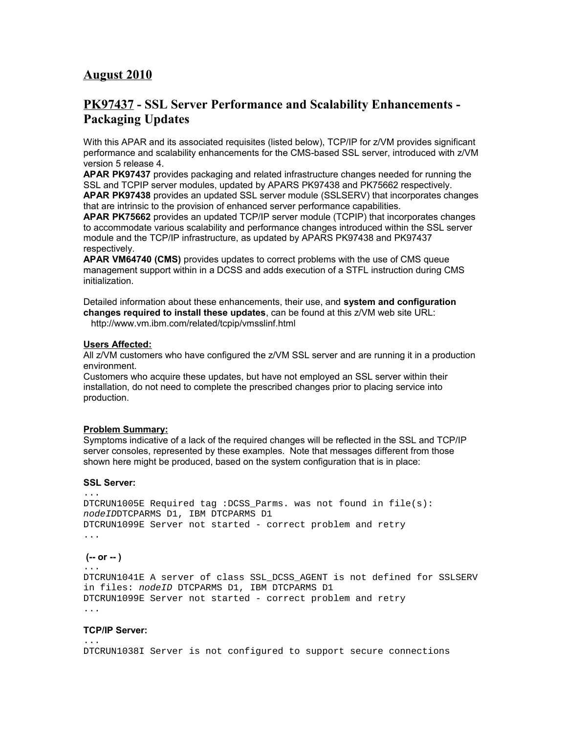## August 2010

## PK97437 - SSL Server Performance and Scalability Enhancements - Packaging Updates

With this APAR and its associated requisites (listed below), TCP/IP for z/VM provides significant performance and scalability enhancements for the CMS-based SSL server, introduced with z/VM version 5 release 4.

**APAR PK97437** provides packaging and related infrastructure changes needed for running the SSL and TCPIP server modules, updated by APARS PK97438 and PK75662 respectively.

**APAR PK97438** provides an updated SSL server module (SSLSERV) that incorporates changes that are intrinsic to the provision of enhanced server performance capabilities.

**APAR PK75662** provides an updated TCP/IP server module (TCPIP) that incorporates changes to accommodate various scalability and performance changes introduced within the SSL server module and the TCP/IP infrastructure, as updated by APARS PK97438 and PK97437 respectively.

**APAR VM64740 (CMS)** provides updates to correct problems with the use of CMS queue management support within in a DCSS and adds execution of a STFL instruction during CMS initialization.

Detailed information about these enhancements, their use, and **system and configuration changes required to install these updates**, can be found at this z/VM web site URL:
http://www.vm.ibm.com/related/tcpip/vmsslinf.html

**Users Affected:**

All z/VM customers who have configured the z/VM SSL server and are running it in a production environment.

Customers who acquire these updates, but have not employed an SSL server within their installation, do not need to complete the prescribed changes prior to placing service into production.

**Problem Summary:**

Symptoms indicative of a lack of the required changes will be reflected in the SSL and TCP/IP server consoles, represented by these examples. Note that messages different from those shown here might be produced, based on the system configuration that is in place:

**SSL Server:**

```
...
DTCRUN1005E Required tag :DCSS_Parms. was not found in file(s):
nodeIDDTCPARMS D1, IBM DTCPARMS D1
DTCRUN1099E Server not started - correct problem and retry
...
```

**(-- or -- )**

```
...
DTCRUN1041E A server of class SSL_DCSS_AGENT is not defined for SSLSERV
in files: nodeID DTCPARMS D1, IBM DTCPARMS D1
DTCRUN1099E Server not started - correct problem and retry
...
```

**TCP/IP Server:**

```
...
DTCRUN1038I Server is not configured to support secure connections
```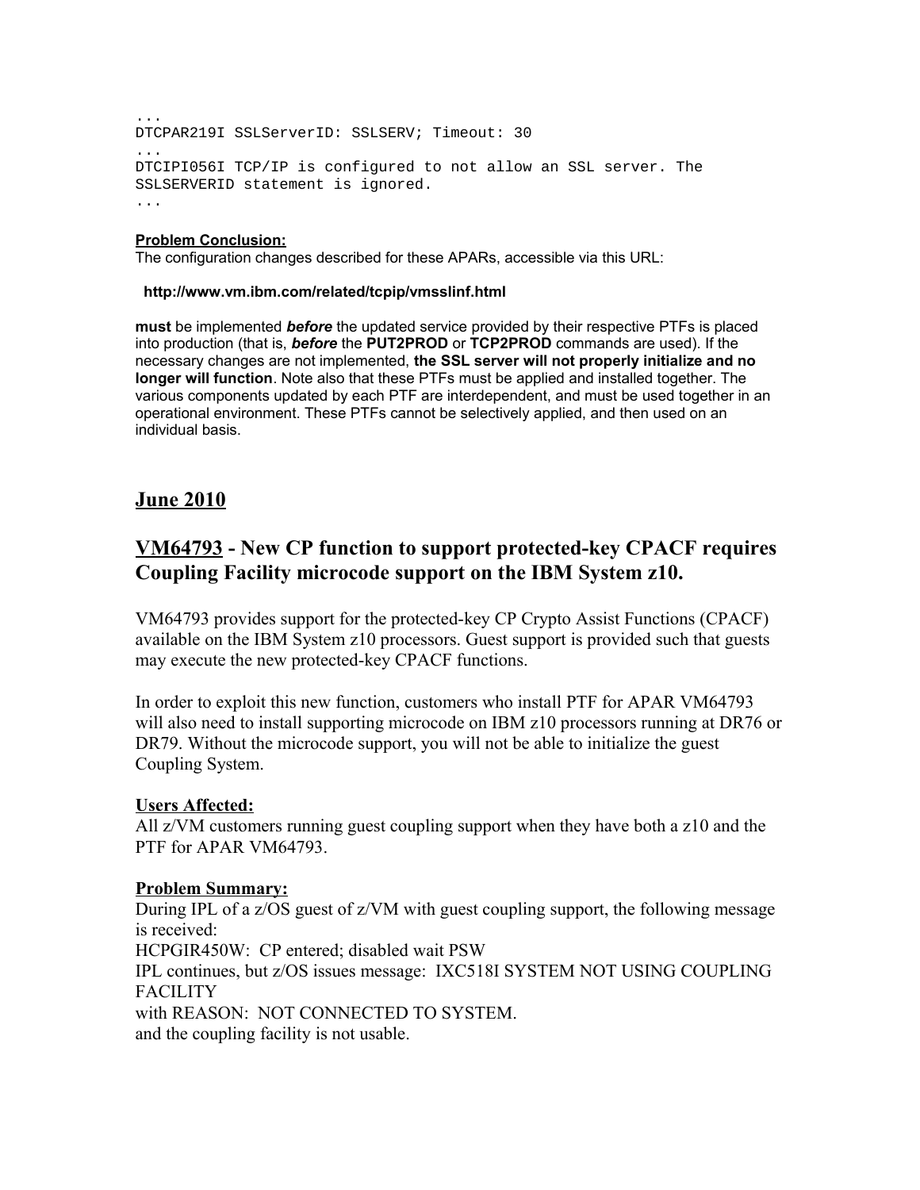```
...
DTCPAR219I SSLServerID: SSLSERV; Timeout: 30
...
DTCIPI056I TCP/IP is configured to not allow an SSL server. The
SSLSERVERID statement is ignored.
...
```

**Problem Conclusion:**
The configuration changes described for these APARs, accessible via this URL:

**http://www.vm.ibm.com/related/tcpip/vmsslinf.html**

**must** be implemented ***before*** the updated service provided by their respective PTFs is placed into production (that is, ***before*** the **PUT2PROD** or **TCP2PROD** commands are used). If the necessary changes are not implemented, **the SSL server will not properly initialize and no longer will function**. Note also that these PTFs must be applied and installed together. The various components updated by each PTF are interdependent, and must be used together in an operational environment. These PTFs cannot be selectively applied, and then used on an individual basis.

## June 2010

## VM64793 - New CP function to support protected-key CPACF requires Coupling Facility microcode support on the IBM System z10.

VM64793 provides support for the protected-key CP Crypto Assist Functions (CPACF) available on the IBM System z10 processors. Guest support is provided such that guests may execute the new protected-key CPACF functions.

In order to exploit this new function, customers who install PTF for APAR VM64793 will also need to install supporting microcode on IBM z10 processors running at DR76 or DR79. Without the microcode support, you will not be able to initialize the guest Coupling System.

**Users Affected:**
All z/VM customers running guest coupling support when they have both a z10 and the PTF for APAR VM64793.

**Problem Summary:**
During IPL of a z/OS guest of z/VM with guest coupling support, the following message is received:
HCPGIR450W: CP entered; disabled wait PSW
IPL continues, but z/OS issues message: IXC518I SYSTEM NOT USING COUPLING FACILITY
with REASON: NOT CONNECTED TO SYSTEM.
and the coupling facility is not usable.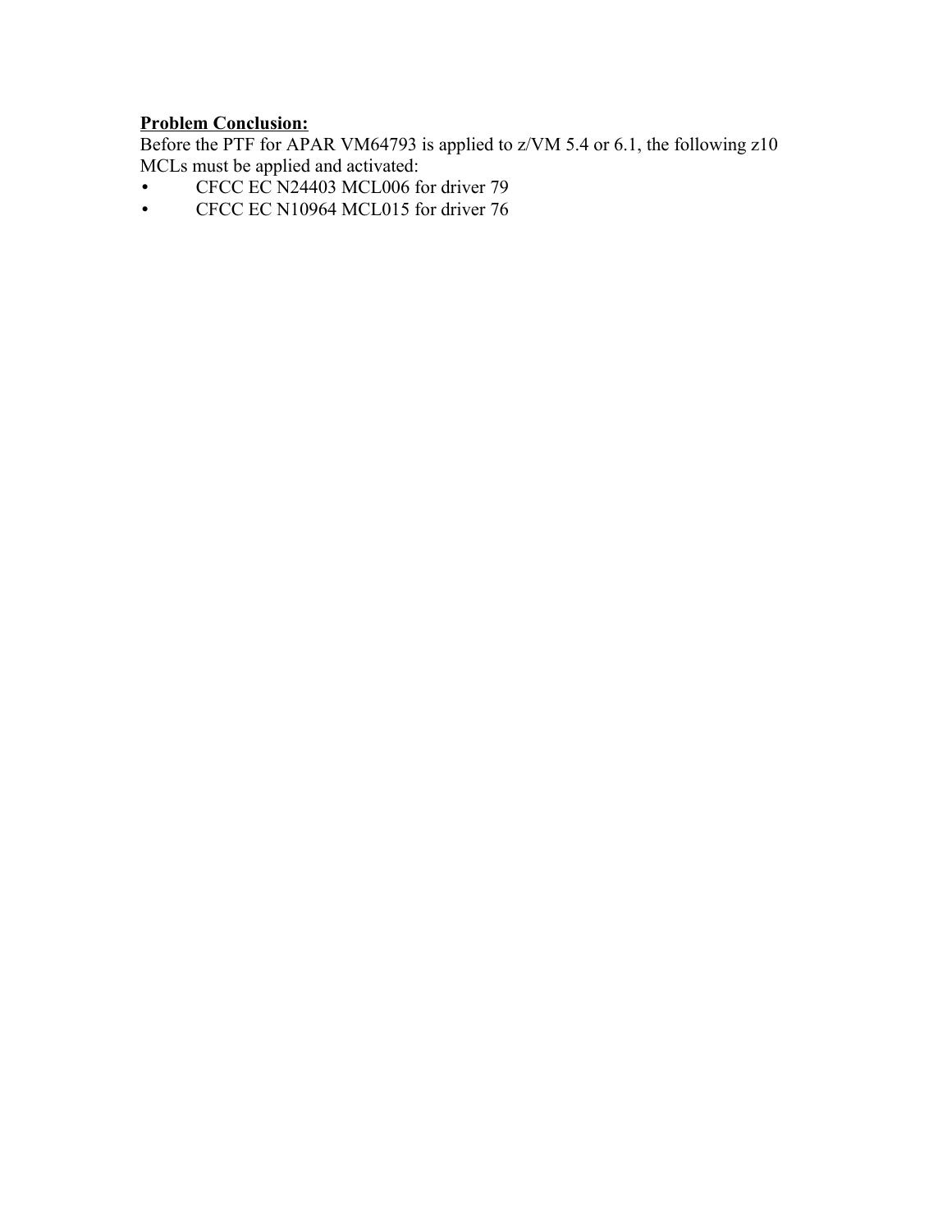**Problem Conclusion:**

Before the PTF for APAR VM64793 is applied to z/VM 5.4 or 6.1, the following z10 MCLs must be applied and activated:

- CFCC EC N24403 MCL006 for driver 79
- CFCC EC N10964 MCL015 for driver 76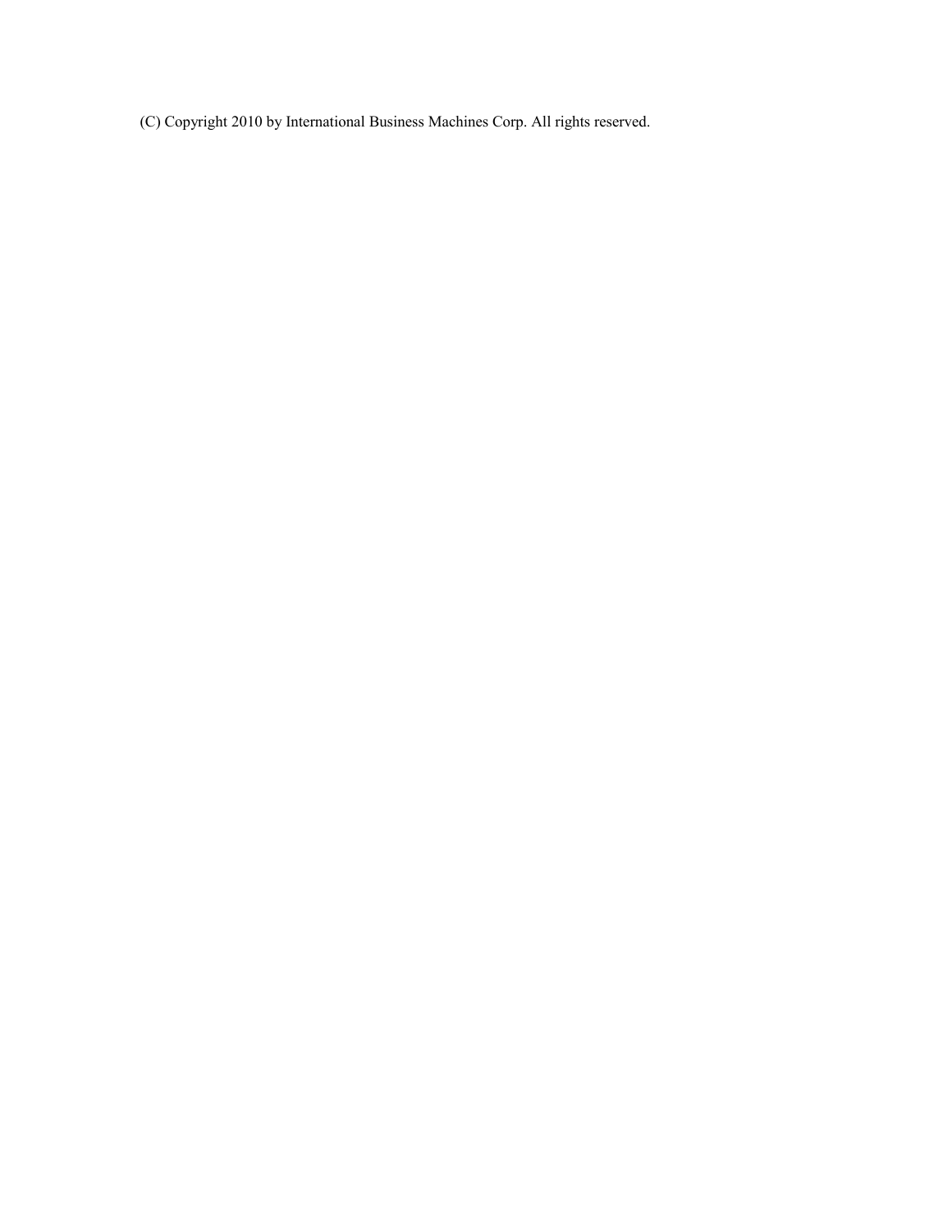(C) Copyright 2010 by International Business Machines Corp. All rights reserved.